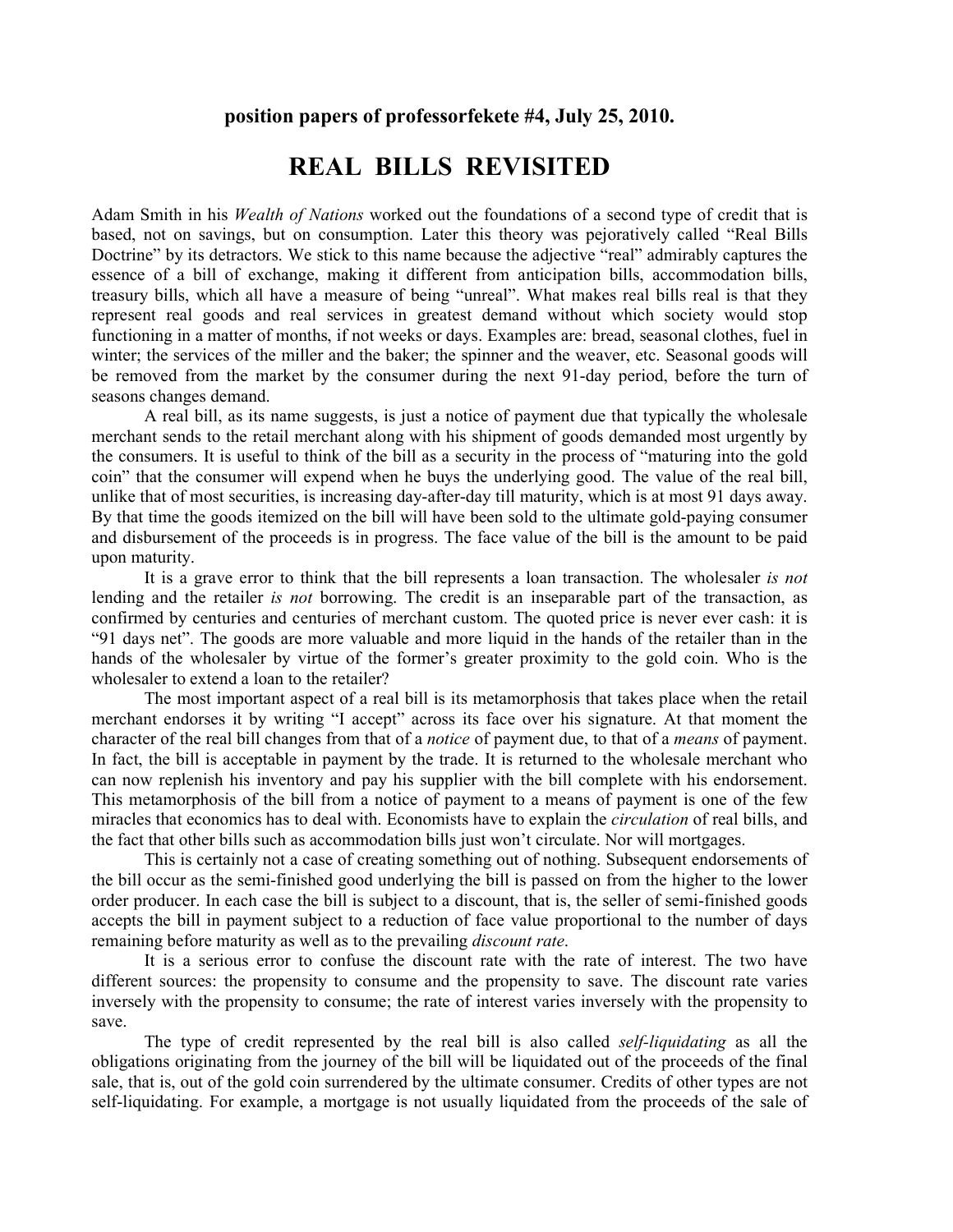**position papers of professorfekete #4, July 25, 2010.**

# REAL BILLS REVISITED

Adam Smith in his *Wealth of Nations* worked out the foundations of a second type of credit that is based, not on savings, but on consumption. Later this theory was pejoratively called "Real Bills Doctrine" by its detractors. We stick to this name because the adjective "real" admirably captures the essence of a bill of exchange, making it different from anticipation bills, accommodation bills, treasury bills, which all have a measure of being "unreal". What makes real bills real is that they represent real goods and real services in greatest demand without which society would stop functioning in a matter of months, if not weeks or days. Examples are: bread, seasonal clothes, fuel in winter; the services of the miller and the baker; the spinner and the weaver, etc. Seasonal goods will be removed from the market by the consumer during the next 91-day period, before the turn of seasons changes demand.

A real bill, as its name suggests, is just a notice of payment due that typically the wholesale merchant sends to the retail merchant along with his shipment of goods demanded most urgently by the consumers. It is useful to think of the bill as a security in the process of "maturing into the gold coin" that the consumer will expend when he buys the underlying good. The value of the real bill, unlike that of most securities, is increasing day-after-day till maturity, which is at most 91 days away. By that time the goods itemized on the bill will have been sold to the ultimate gold-paying consumer and disbursement of the proceeds is in progress. The face value of the bill is the amount to be paid upon maturity.

It is a grave error to think that the bill represents a loan transaction. The wholesaler *is not* lending and the retailer *is not* borrowing. The credit is an inseparable part of the transaction, as confirmed by centuries and centuries of merchant custom. The quoted price is never ever cash: it is "91 days net". The goods are more valuable and more liquid in the hands of the retailer than in the hands of the wholesaler by virtue of the former's greater proximity to the gold coin. Who is the wholesaler to extend a loan to the retailer?

The most important aspect of a real bill is its metamorphosis that takes place when the retail merchant endorses it by writing "I accept" across its face over his signature. At that moment the character of the real bill changes from that of a *notice* of payment due, to that of a *means* of payment. In fact, the bill is acceptable in payment by the trade. It is returned to the wholesale merchant who can now replenish his inventory and pay his supplier with the bill complete with his endorsement. This metamorphosis of the bill from a notice of payment to a means of payment is one of the few miracles that economics has to deal with. Economists have to explain the *circulation* of real bills, and the fact that other bills such as accommodation bills just won't circulate. Nor will mortgages.

This is certainly not a case of creating something out of nothing. Subsequent endorsements of the bill occur as the semi-finished good underlying the bill is passed on from the higher to the lower order producer. In each case the bill is subject to a discount, that is, the seller of semi-finished goods accepts the bill in payment subject to a reduction of face value proportional to the number of days remaining before maturity as well as to the prevailing *discount rate*.

It is a serious error to confuse the discount rate with the rate of interest. The two have different sources: the propensity to consume and the propensity to save. The discount rate varies inversely with the propensity to consume; the rate of interest varies inversely with the propensity to save.

The type of credit represented by the real bill is also called *self-liquidating* as all the obligations originating from the journey of the bill will be liquidated out of the proceeds of the final sale, that is, out of the gold coin surrendered by the ultimate consumer. Credits of other types are not self-liquidating. For example, a mortgage is not usually liquidated from the proceeds of the sale of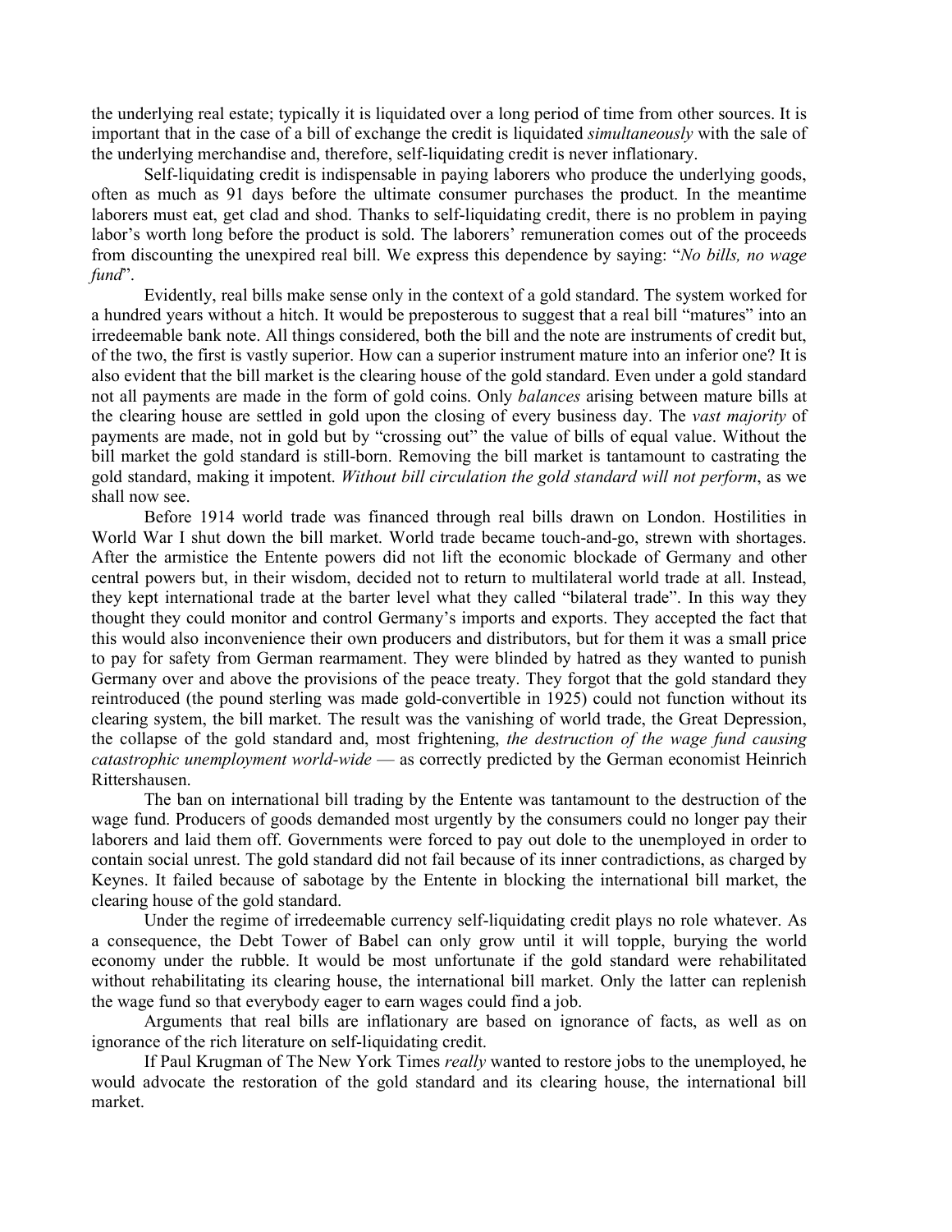the underlying real estate; typically it is liquidated over a long period of time from other sources. It is important that in the case of a bill of exchange the credit is liquidated *simultaneously* with the sale of the underlying merchandise and, therefore, self-liquidating credit is never inflationary.

Self-liquidating credit is indispensable in paying laborers who produce the underlying goods, often as much as 91 days before the ultimate consumer purchases the product. In the meantime laborers must eat, get clad and shod. Thanks to self-liquidating credit, there is no problem in paying labor's worth long before the product is sold. The laborers' remuneration comes out of the proceeds from discounting the unexpired real bill. We express this dependence by saying: "*No bills, no wage fund*".

Evidently, real bills make sense only in the context of a gold standard. The system worked for a hundred years without a hitch. It would be preposterous to suggest that a real bill "matures" into an irredeemable bank note. All things considered, both the bill and the note are instruments of credit but, of the two, the first is vastly superior. How can a superior instrument mature into an inferior one? It is also evident that the bill market is the clearing house of the gold standard. Even under a gold standard not all payments are made in the form of gold coins. Only *balances* arising between mature bills at the clearing house are settled in gold upon the closing of every business day. The *vast majority* of payments are made, not in gold but by "crossing out" the value of bills of equal value. Without the bill market the gold standard is still-born. Removing the bill market is tantamount to castrating the gold standard, making it impotent. *Without bill circulation the gold standard will not perform*, as we shall now see.

Before 1914 world trade was financed through real bills drawn on London. Hostilities in World War I shut down the bill market. World trade became touch-and-go, strewn with shortages. After the armistice the Entente powers did not lift the economic blockade of Germany and other central powers but, in their wisdom, decided not to return to multilateral world trade at all. Instead, they kept international trade at the barter level what they called "bilateral trade". In this way they thought they could monitor and control Germany's imports and exports. They accepted the fact that this would also inconvenience their own producers and distributors, but for them it was a small price to pay for safety from German rearmament. They were blinded by hatred as they wanted to punish Germany over and above the provisions of the peace treaty. They forgot that the gold standard they reintroduced (the pound sterling was made gold-convertible in 1925) could not function without its clearing system, the bill market. The result was the vanishing of world trade, the Great Depression, the collapse of the gold standard and, most frightening, *the destruction of the wage fund causing catastrophic unemployment world-wide* — as correctly predicted by the German economist Heinrich Rittershausen.

The ban on international bill trading by the Entente was tantamount to the destruction of the wage fund. Producers of goods demanded most urgently by the consumers could no longer pay their laborers and laid them off. Governments were forced to pay out dole to the unemployed in order to contain social unrest. The gold standard did not fail because of its inner contradictions, as charged by Keynes. It failed because of sabotage by the Entente in blocking the international bill market, the clearing house of the gold standard.

Under the regime of irredeemable currency self-liquidating credit plays no role whatever. As a consequence, the Debt Tower of Babel can only grow until it will topple, burying the world economy under the rubble. It would be most unfortunate if the gold standard were rehabilitated without rehabilitating its clearing house, the international bill market. Only the latter can replenish the wage fund so that everybody eager to earn wages could find a job.

Arguments that real bills are inflationary are based on ignorance of facts, as well as on ignorance of the rich literature on self-liquidating credit.

If Paul Krugman of The New York Times *really* wanted to restore jobs to the unemployed, he would advocate the restoration of the gold standard and its clearing house, the international bill market.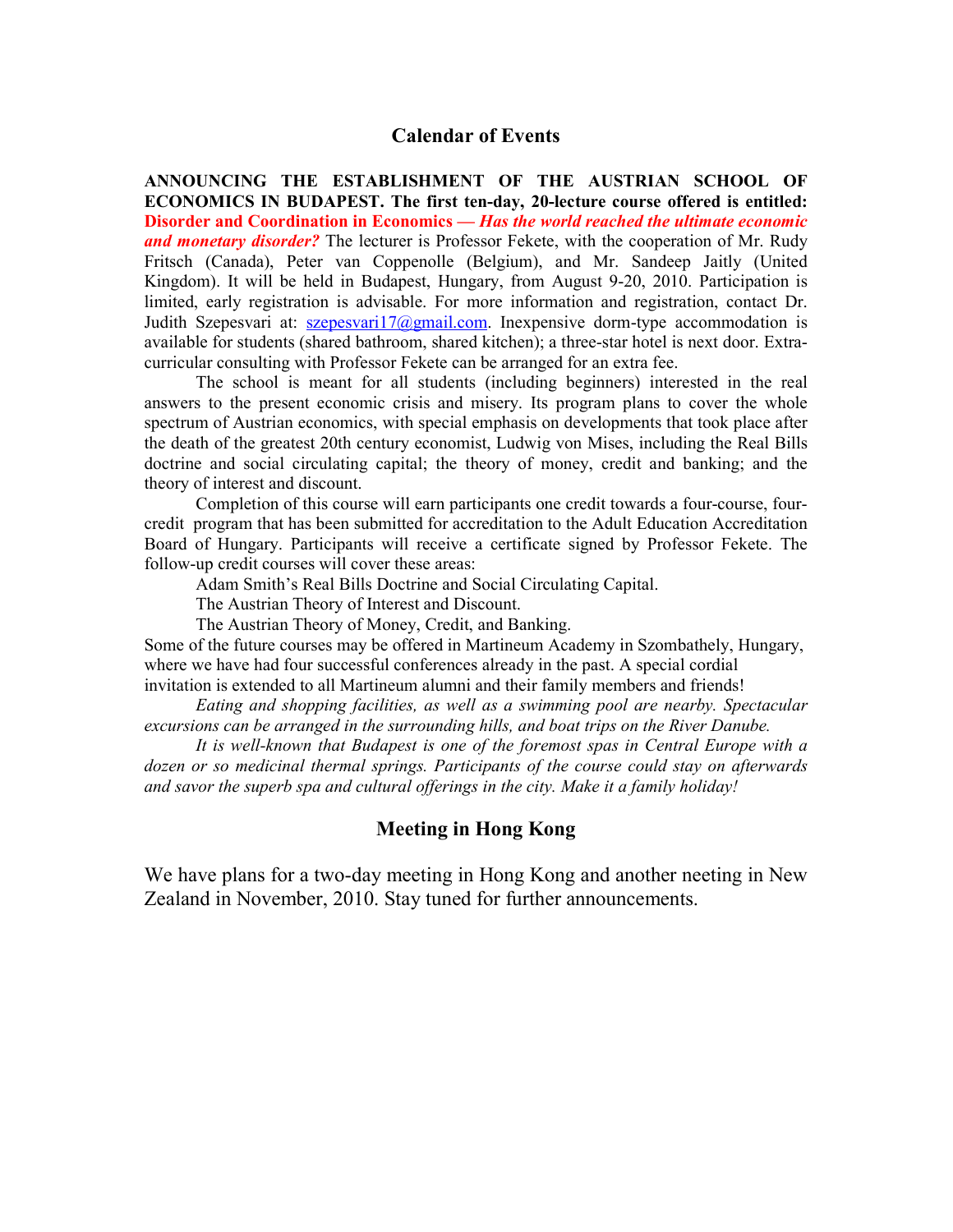## Calendar of Events

**ANNOUNCING THE ESTABLISHMENT OF THE AUSTRIAN SCHOOL OF ECONOMICS IN BUDAPEST. The first ten-day, 20-lecture course offered is entitled: Disorder and Coordination in Economics — *Has the world reached the ultimate economic and monetary disorder?*** The lecturer is Professor Fekete, with the cooperation of Mr. Rudy Fritsch (Canada), Peter van Coppenolle (Belgium), and Mr. Sandeep Jaitly (United Kingdom). It will be held in Budapest, Hungary, from August 9-20, 2010. Participation is limited, early registration is advisable. For more information and registration, contact Dr. Judith Szepesvari at: szepesvari17@gmail.com. Inexpensive dorm-type accommodation is available for students (shared bathroom, shared kitchen); a three-star hotel is next door. Extra-curricular consulting with Professor Fekete can be arranged for an extra fee.

The school is meant for all students (including beginners) interested in the real answers to the present economic crisis and misery. Its program plans to cover the whole spectrum of Austrian economics, with special emphasis on developments that took place after the death of the greatest 20th century economist, Ludwig von Mises, including the Real Bills doctrine and social circulating capital; the theory of money, credit and banking; and the theory of interest and discount.

Completion of this course will earn participants one credit towards a four-course, four-credit program that has been submitted for accreditation to the Adult Education Accreditation Board of Hungary. Participants will receive a certificate signed by Professor Fekete. The follow-up credit courses will cover these areas:

Adam Smith's Real Bills Doctrine and Social Circulating Capital.

The Austrian Theory of Interest and Discount.

The Austrian Theory of Money, Credit, and Banking.

Some of the future courses may be offered in Martineum Academy in Szombathely, Hungary, where we have had four successful conferences already in the past. A special cordial invitation is extended to all Martineum alumni and their family members and friends!

*Eating and shopping facilities, as well as a swimming pool are nearby. Spectacular excursions can be arranged in the surrounding hills, and boat trips on the River Danube.*

*It is well-known that Budapest is one of the foremost spas in Central Europe with a dozen or so medicinal thermal springs. Participants of the course could stay on afterwards and savor the superb spa and cultural offerings in the city. Make it a family holiday!*

## Meeting in Hong Kong

We have plans for a two-day meeting in Hong Kong and another neeting in New Zealand in November, 2010. Stay tuned for further announcements.